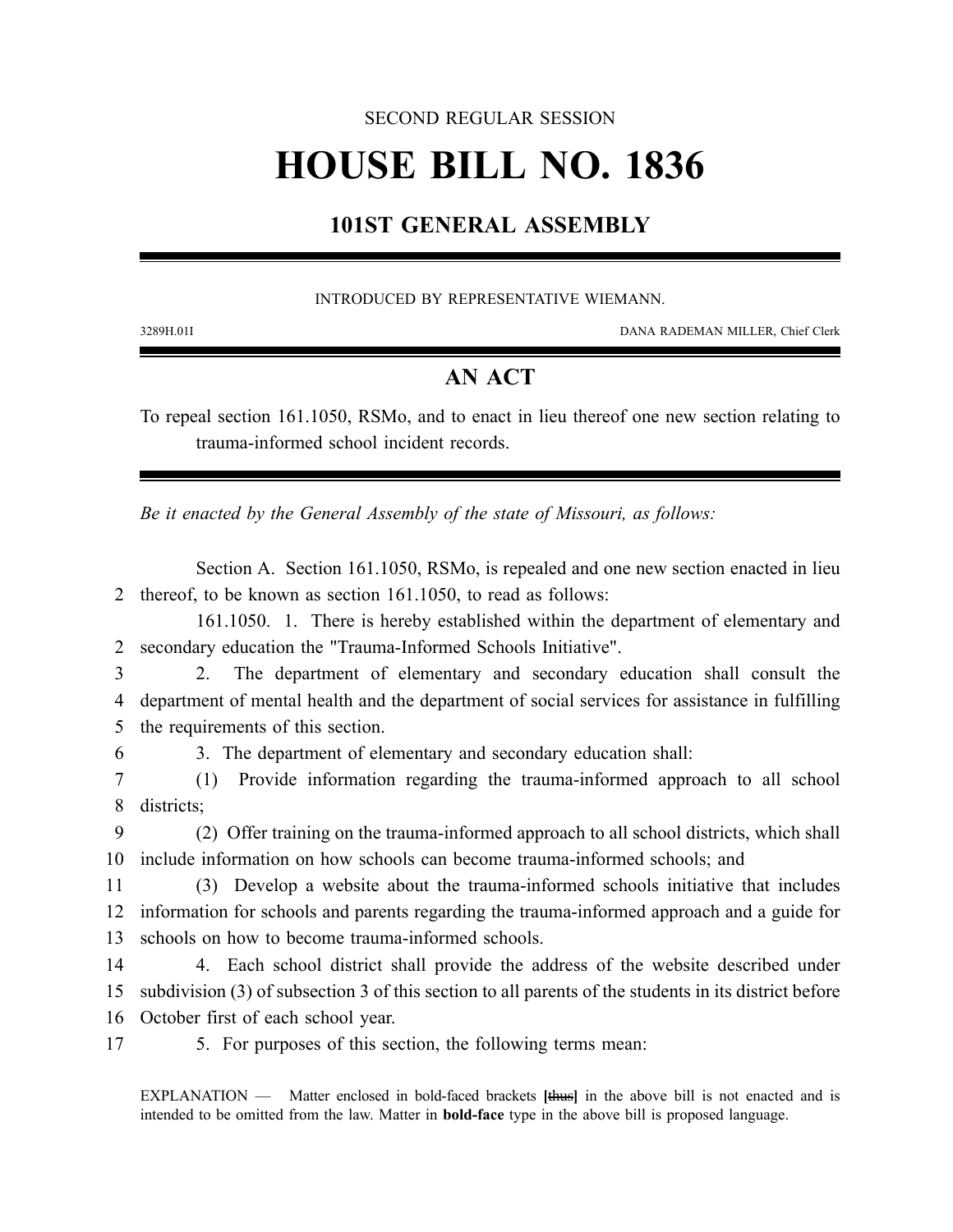SECOND REGULAR SESSION

# HOUSE BILL NO. 1836

## 101ST GENERAL ASSEMBLY

INTRODUCED BY REPRESENTATIVE WIEMANN.

3289H.01I DANA RADEMAN MILLER, Chief Clerk

## AN ACT

To repeal section 161.1050, RSMo, and to enact in lieu thereof one new section relating to trauma-informed school incident records.

*Be it enacted by the General Assembly of the state of Missouri, as follows:*

Section A. Section 161.1050, RSMo, is repealed and one new section enacted in lieu
2 thereof, to be known as section 161.1050, to read as follows:

161.1050. 1. There is hereby established within the department of elementary and
2 secondary education the "Trauma-Informed Schools Initiative".
3 2. The department of elementary and secondary education shall consult the
4 department of mental health and the department of social services for assistance in fulfilling
5 the requirements of this section.
6 3. The department of elementary and secondary education shall:
7 (1) Provide information regarding the trauma-informed approach to all school
8 districts;
9 (2) Offer training on the trauma-informed approach to all school districts, which shall
10 include information on how schools can become trauma-informed schools; and
11 (3) Develop a website about the trauma-informed schools initiative that includes
12 information for schools and parents regarding the trauma-informed approach and a guide for
13 schools on how to become trauma-informed schools.
14 4. Each school district shall provide the address of the website described under
15 subdivision (3) of subsection 3 of this section to all parents of the students in its district before
16 October first of each school year.
17 5. For purposes of this section, the following terms mean:

EXPLANATION — Matter enclosed in bold-faced brackets **[~~thus~~]** in the above bill is not enacted and is intended to be omitted from the law. Matter in **bold-face** type in the above bill is proposed language.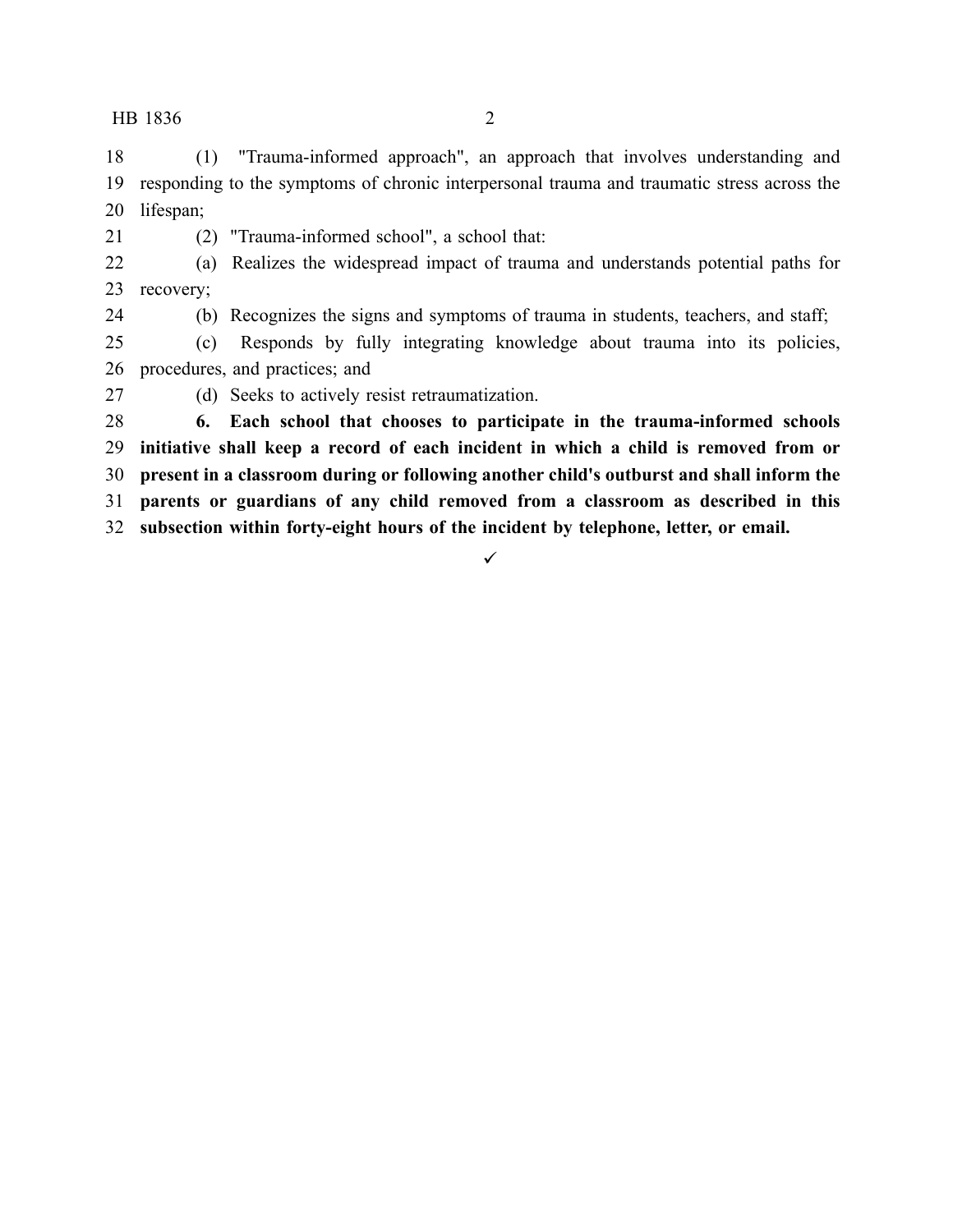(1) "Trauma-informed approach", an approach that involves understanding and responding to the symptoms of chronic interpersonal trauma and traumatic stress across the lifespan;

(2) "Trauma-informed school", a school that:

(a) Realizes the widespread impact of trauma and understands potential paths for recovery;

(b) Recognizes the signs and symptoms of trauma in students, teachers, and staff;

(c) Responds by fully integrating knowledge about trauma into its policies, procedures, and practices; and

(d) Seeks to actively resist retraumatization.

**6. Each school that chooses to participate in the trauma-informed schools initiative shall keep a record of each incident in which a child is removed from or present in a classroom during or following another child's outburst and shall inform the parents or guardians of any child removed from a classroom as described in this subsection within forty-eight hours of the incident by telephone, letter, or email.**

✓